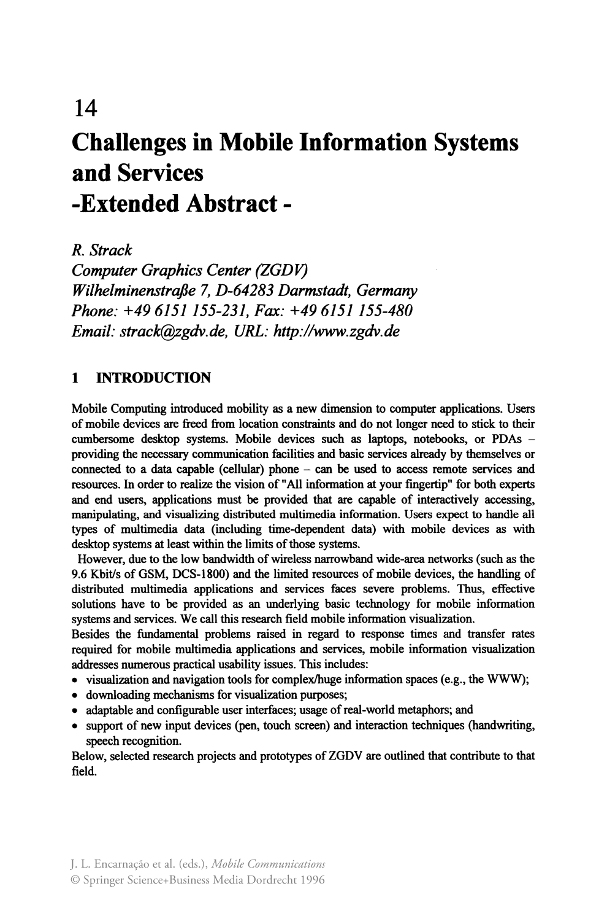# 14
# Challenges in Mobile Information Systems and Services -Extended Abstract -

*R. Strack*
*Computer Graphics Center (ZGDV)*
*Wilhelminenstraße 7, D-64283 Darmstadt, Germany*
*Phone: +49 6151 155-231, Fax: +49 6151 155-480*
*Email: strack@zgdv.de, URL: http://www.zgdv.de*

## 1 INTRODUCTION

Mobile Computing introduced mobility as a new dimension to computer applications. Users of mobile devices are freed from location constraints and do not longer need to stick to their cumbersome desktop systems. Mobile devices such as laptops, notebooks, or PDAs – providing the necessary communication facilities and basic services already by themselves or connected to a data capable (cellular) phone – can be used to access remote services and resources. In order to realize the vision of "All information at your fingertip" for both experts and end users, applications must be provided that are capable of interactively accessing, manipulating, and visualizing distributed multimedia information. Users expect to handle all types of multimedia data (including time-dependent data) with mobile devices as with desktop systems at least within the limits of those systems.

However, due to the low bandwidth of wireless narrowband wide-area networks (such as the 9.6 Kbit/s of GSM, DCS-1800) and the limited resources of mobile devices, the handling of distributed multimedia applications and services faces severe problems. Thus, effective solutions have to be provided as an underlying basic technology for mobile information systems and services. We call this research field mobile information visualization.

Besides the fundamental problems raised in regard to response times and transfer rates required for mobile multimedia applications and services, mobile information visualization addresses numerous practical usability issues. This includes:

- visualization and navigation tools for complex/huge information spaces (e.g., the WWW);
- downloading mechanisms for visualization purposes;
- adaptable and configurable user interfaces; usage of real-world metaphors; and
- support of new input devices (pen, touch screen) and interaction techniques (handwriting, speech recognition.

Below, selected research projects and prototypes of ZGDV are outlined that contribute to that field.

J. L. Encarnação et al. (eds.), *Mobile Communications*
© Springer Science+Business Media Dordrecht 1996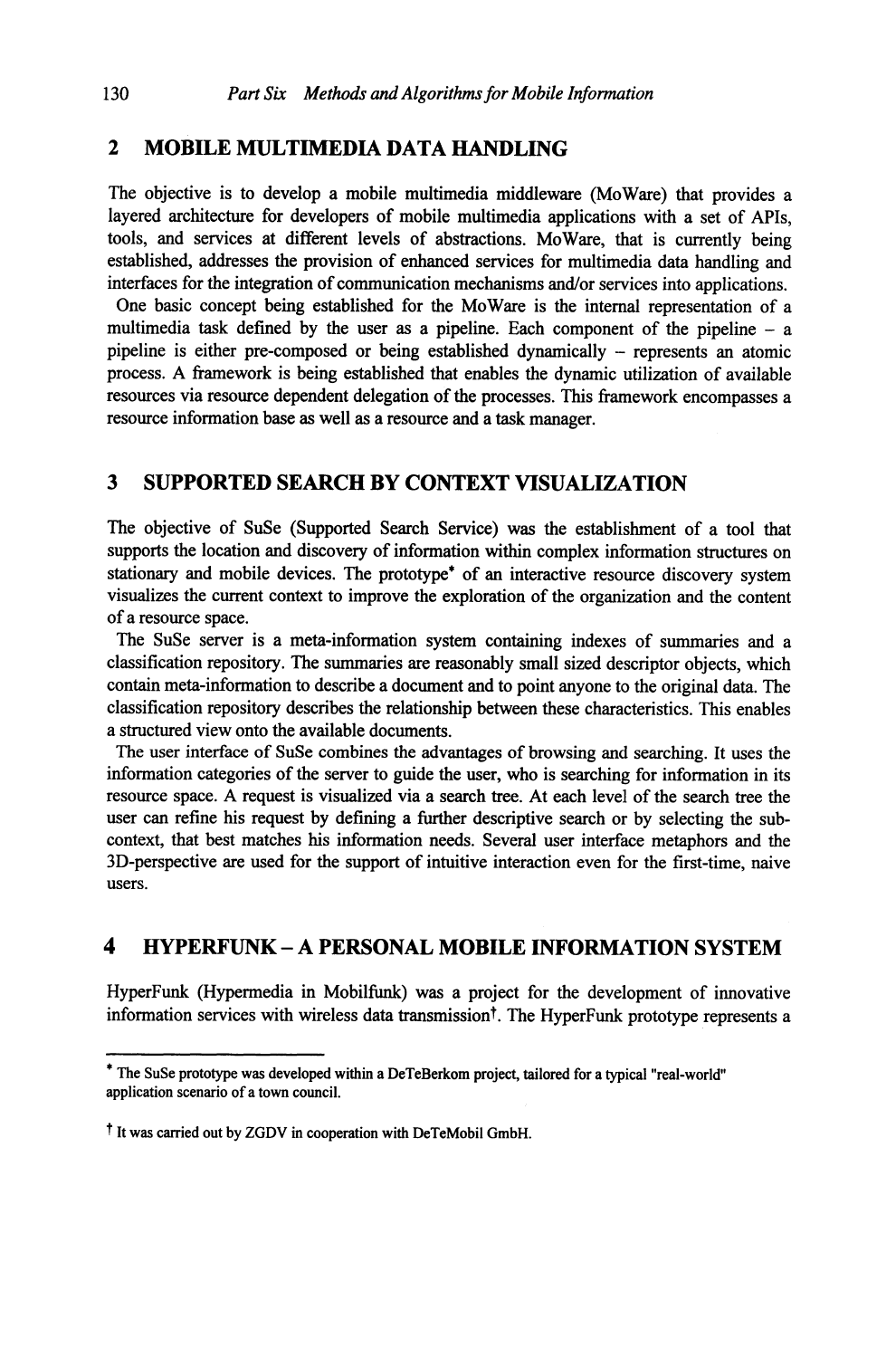## 2 MOBILE MULTIMEDIA DATA HANDLING

The objective is to develop a mobile multimedia middleware (MoWare) that provides a layered architecture for developers of mobile multimedia applications with a set of APIs, tools, and services at different levels of abstractions. MoWare, that is currently being established, addresses the provision of enhanced services for multimedia data handling and interfaces for the integration of communication mechanisms and/or services into applications.

One basic concept being established for the MoWare is the internal representation of a multimedia task defined by the user as a pipeline. Each component of the pipeline – a pipeline is either pre-composed or being established dynamically – represents an atomic process. A framework is being established that enables the dynamic utilization of available resources via resource dependent delegation of the processes. This framework encompasses a resource information base as well as a resource and a task manager.

## 3 SUPPORTED SEARCH BY CONTEXT VISUALIZATION

The objective of SuSe (Supported Search Service) was the establishment of a tool that supports the location and discovery of information within complex information structures on stationary and mobile devices. The prototype* of an interactive resource discovery system visualizes the current context to improve the exploration of the organization and the content of a resource space.

The SuSe server is a meta-information system containing indexes of summaries and a classification repository. The summaries are reasonably small sized descriptor objects, which contain meta-information to describe a document and to point anyone to the original data. The classification repository describes the relationship between these characteristics. This enables a structured view onto the available documents.

The user interface of SuSe combines the advantages of browsing and searching. It uses the information categories of the server to guide the user, who is searching for information in its resource space. A request is visualized via a search tree. At each level of the search tree the user can refine his request by defining a further descriptive search or by selecting the sub-context, that best matches his information needs. Several user interface metaphors and the 3D-perspective are used for the support of intuitive interaction even for the first-time, naive users.

## 4 HYPERFUNK – A PERSONAL MOBILE INFORMATION SYSTEM

HyperFunk (Hypermedia in Mobilfunk) was a project for the development of innovative information services with wireless data transmission†. The HyperFunk prototype represents a

---

* The SuSe prototype was developed within a DeTeBerkom project, tailored for a typical "real-world" application scenario of a town council.

† It was carried out by ZGDV in cooperation with DeTeMobil GmbH.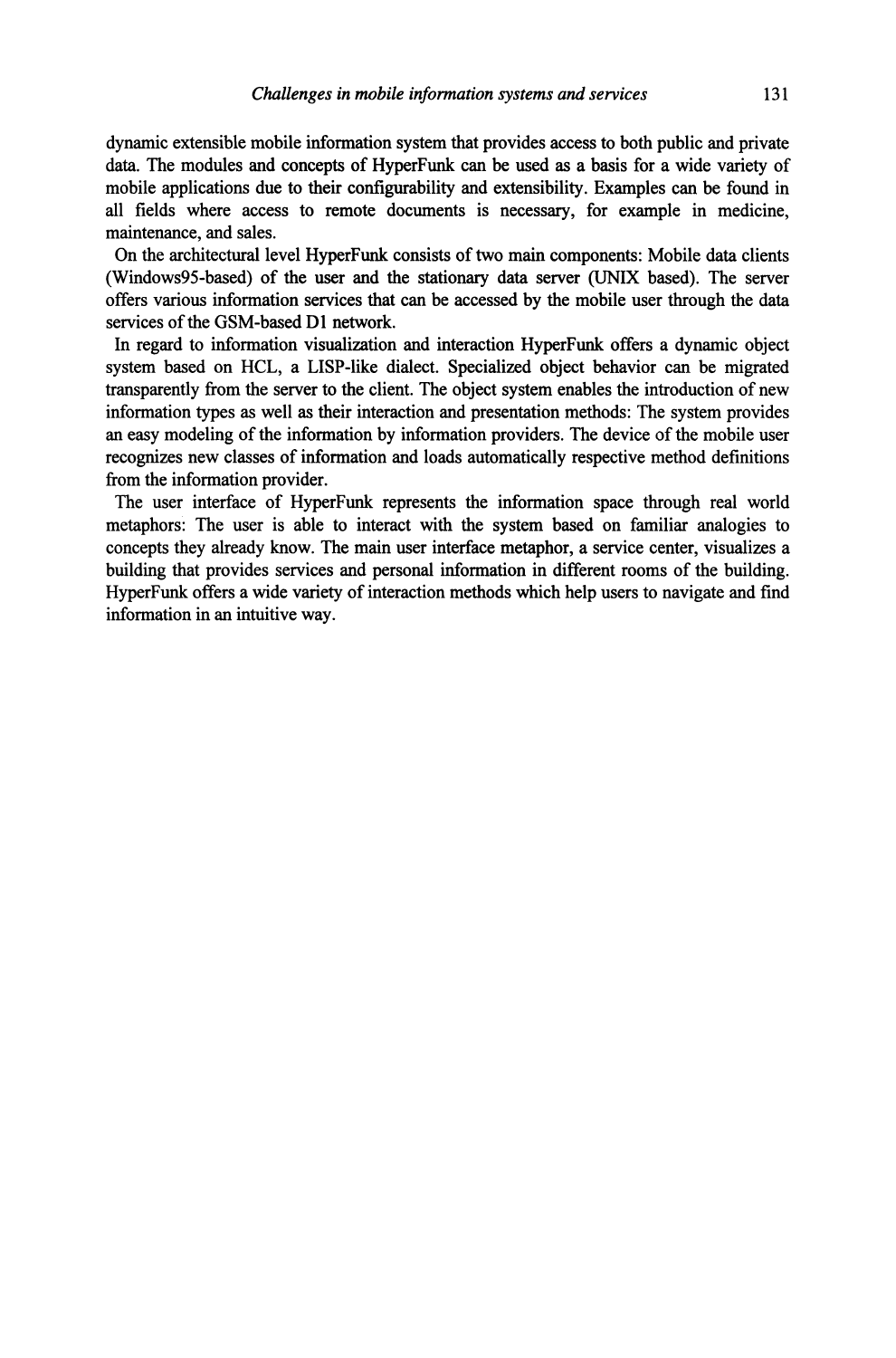dynamic extensible mobile information system that provides access to both public and private data. The modules and concepts of HyperFunk can be used as a basis for a wide variety of mobile applications due to their configurability and extensibility. Examples can be found in all fields where access to remote documents is necessary, for example in medicine, maintenance, and sales.

On the architectural level HyperFunk consists of two main components: Mobile data clients (Windows95-based) of the user and the stationary data server (UNIX based). The server offers various information services that can be accessed by the mobile user through the data services of the GSM-based D1 network.

In regard to information visualization and interaction HyperFunk offers a dynamic object system based on HCL, a LISP-like dialect. Specialized object behavior can be migrated transparently from the server to the client. The object system enables the introduction of new information types as well as their interaction and presentation methods: The system provides an easy modeling of the information by information providers. The device of the mobile user recognizes new classes of information and loads automatically respective method definitions from the information provider.

The user interface of HyperFunk represents the information space through real world metaphors: The user is able to interact with the system based on familiar analogies to concepts they already know. The main user interface metaphor, a service center, visualizes a building that provides services and personal information in different rooms of the building. HyperFunk offers a wide variety of interaction methods which help users to navigate and find information in an intuitive way.